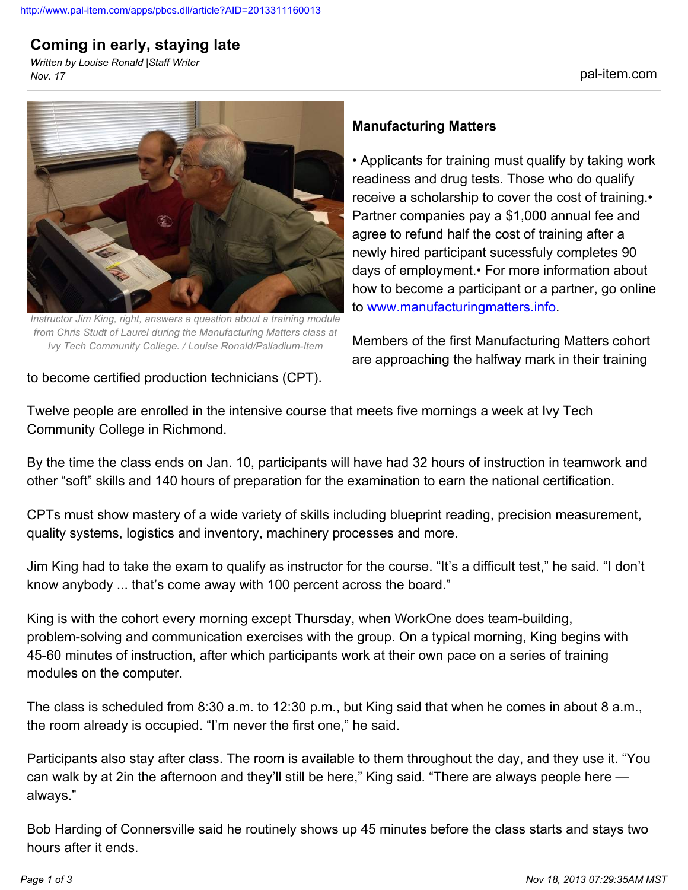# Coming in early, staying late

*Written by Louise Ronald |Staff Writer*
*Nov. 17*

pal-item.com

*Instructor Jim King, right, answers a question about a training module from Chris Studt of Laurel during the Manufacturing Matters class at Ivy Tech Community College. / Louise Ronald/Palladium-Item*

**Manufacturing Matters**

- Applicants for training must qualify by taking work readiness and drug tests. Those who do qualify receive a scholarship to cover the cost of training.
- Partner companies pay a $1,000 annual fee and agree to refund half the cost of training after a newly hired participant sucessfully completes 90 days of employment.
- For more information about how to become a participant or a partner, go online to www.manufacturingmatters.info.

Members of the first Manufacturing Matters cohort are approaching the halfway mark in their training to become certified production technicians (CPT).

Twelve people are enrolled in the intensive course that meets five mornings a week at Ivy Tech Community College in Richmond.

By the time the class ends on Jan. 10, participants will have had 32 hours of instruction in teamwork and other "soft" skills and 140 hours of preparation for the examination to earn the national certification.

CPTs must show mastery of a wide variety of skills including blueprint reading, precision measurement, quality systems, logistics and inventory, machinery processes and more.

Jim King had to take the exam to qualify as instructor for the course. "It's a difficult test," he said. "I don't know anybody ... that's come away with 100 percent across the board."

King is with the cohort every morning except Thursday, when WorkOne does team-building, problem-solving and communication exercises with the group. On a typical morning, King begins with 45-60 minutes of instruction, after which participants work at their own pace on a series of training modules on the computer.

The class is scheduled from 8:30 a.m. to 12:30 p.m., but King said that when he comes in about 8 a.m., the room already is occupied. "I'm never the first one," he said.

Participants also stay after class. The room is available to them throughout the day, and they use it. "You can walk by at 2in the afternoon and they'll still be here," King said. "There are always people here — always."

Bob Harding of Connersville said he routinely shows up 45 minutes before the class starts and stays two hours after it ends.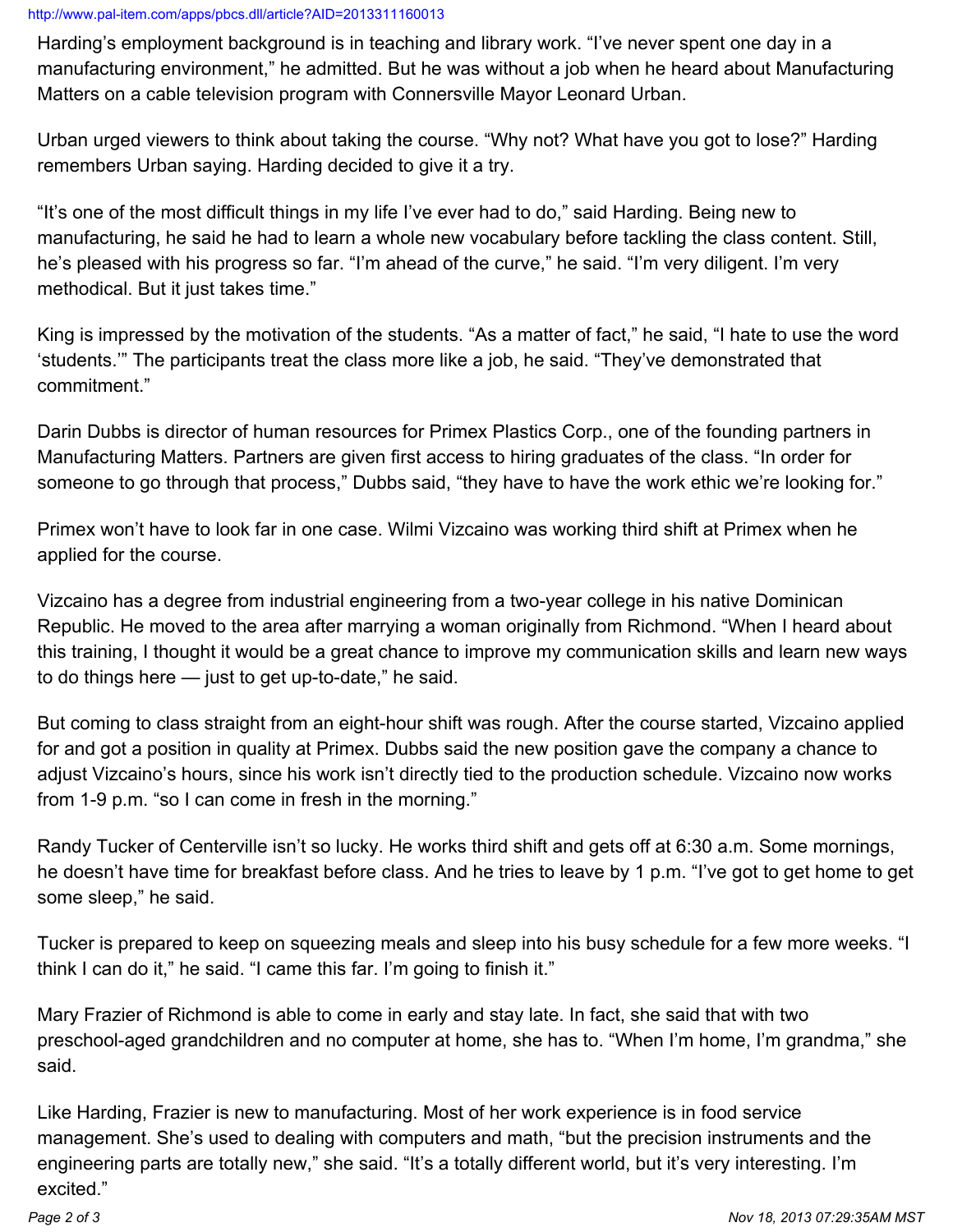Harding's employment background is in teaching and library work. "I've never spent one day in a manufacturing environment," he admitted. But he was without a job when he heard about Manufacturing Matters on a cable television program with Connersville Mayor Leonard Urban.

Urban urged viewers to think about taking the course. "Why not? What have you got to lose?" Harding remembers Urban saying. Harding decided to give it a try.

"It's one of the most difficult things in my life I've ever had to do," said Harding. Being new to manufacturing, he said he had to learn a whole new vocabulary before tackling the class content. Still, he's pleased with his progress so far. "I'm ahead of the curve," he said. "I'm very diligent. I'm very methodical. But it just takes time."

King is impressed by the motivation of the students. "As a matter of fact," he said, "I hate to use the word 'students.'" The participants treat the class more like a job, he said. "They've demonstrated that commitment."

Darin Dubbs is director of human resources for Primex Plastics Corp., one of the founding partners in Manufacturing Matters. Partners are given first access to hiring graduates of the class. "In order for someone to go through that process," Dubbs said, "they have to have the work ethic we're looking for."

Primex won't have to look far in one case. Wilmi Vizcaino was working third shift at Primex when he applied for the course.

Vizcaino has a degree from industrial engineering from a two-year college in his native Dominican Republic. He moved to the area after marrying a woman originally from Richmond. "When I heard about this training, I thought it would be a great chance to improve my communication skills and learn new ways to do things here — just to get up-to-date," he said.

But coming to class straight from an eight-hour shift was rough. After the course started, Vizcaino applied for and got a position in quality at Primex. Dubbs said the new position gave the company a chance to adjust Vizcaino's hours, since his work isn't directly tied to the production schedule. Vizcaino now works from 1-9 p.m. "so I can come in fresh in the morning."

Randy Tucker of Centerville isn't so lucky. He works third shift and gets off at 6:30 a.m. Some mornings, he doesn't have time for breakfast before class. And he tries to leave by 1 p.m. "I've got to get home to get some sleep," he said.

Tucker is prepared to keep on squeezing meals and sleep into his busy schedule for a few more weeks. "I think I can do it," he said. "I came this far. I'm going to finish it."

Mary Frazier of Richmond is able to come in early and stay late. In fact, she said that with two preschool-aged grandchildren and no computer at home, she has to. "When I'm home, I'm grandma," she said.

Like Harding, Frazier is new to manufacturing. Most of her work experience is in food service management. She's used to dealing with computers and math, "but the precision instruments and the engineering parts are totally new," she said. "It's a totally different world, but it's very interesting. I'm excited."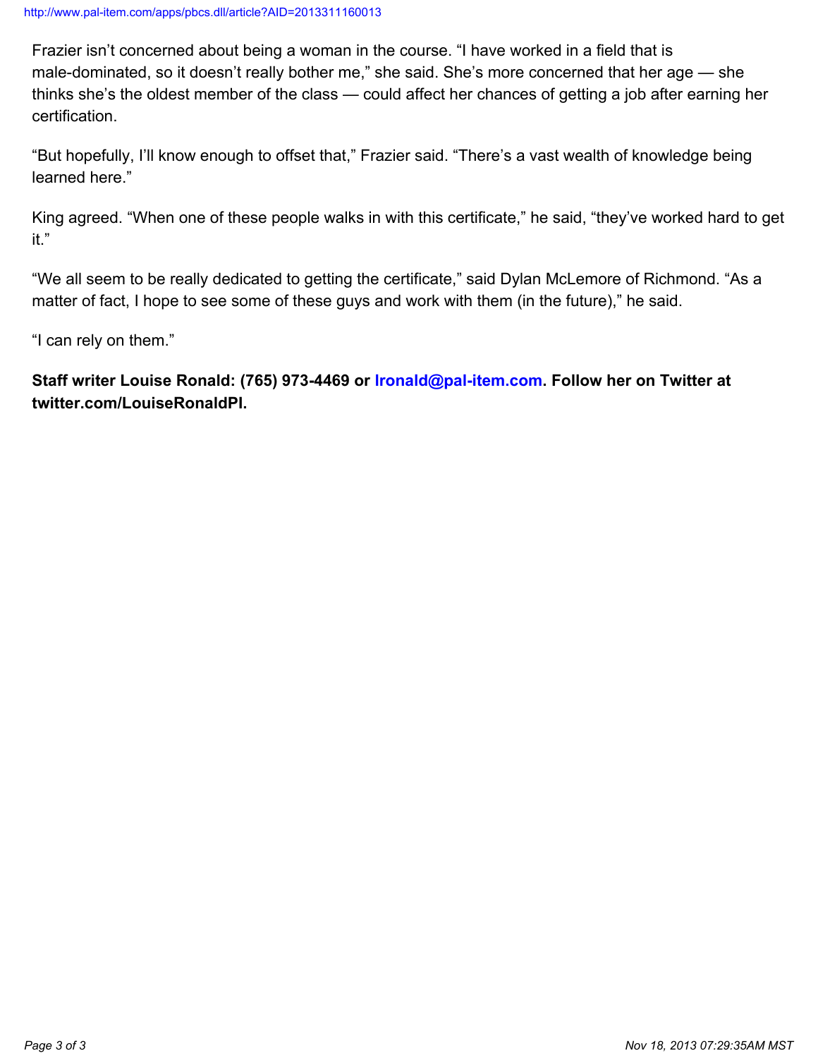Frazier isn't concerned about being a woman in the course. "I have worked in a field that is male-dominated, so it doesn't really bother me," she said. She's more concerned that her age — she thinks she's the oldest member of the class — could affect her chances of getting a job after earning her certification.

"But hopefully, I'll know enough to offset that," Frazier said. "There's a vast wealth of knowledge being learned here."

King agreed. "When one of these people walks in with this certificate," he said, "they've worked hard to get it."

"We all seem to be really dedicated to getting the certificate," said Dylan McLemore of Richmond. "As a matter of fact, I hope to see some of these guys and work with them (in the future)," he said.

"I can rely on them."

**Staff writer Louise Ronald: (765) 973-4469 or lronald@pal-item.com. Follow her on Twitter at twitter.com/LouiseRonaldPI.**